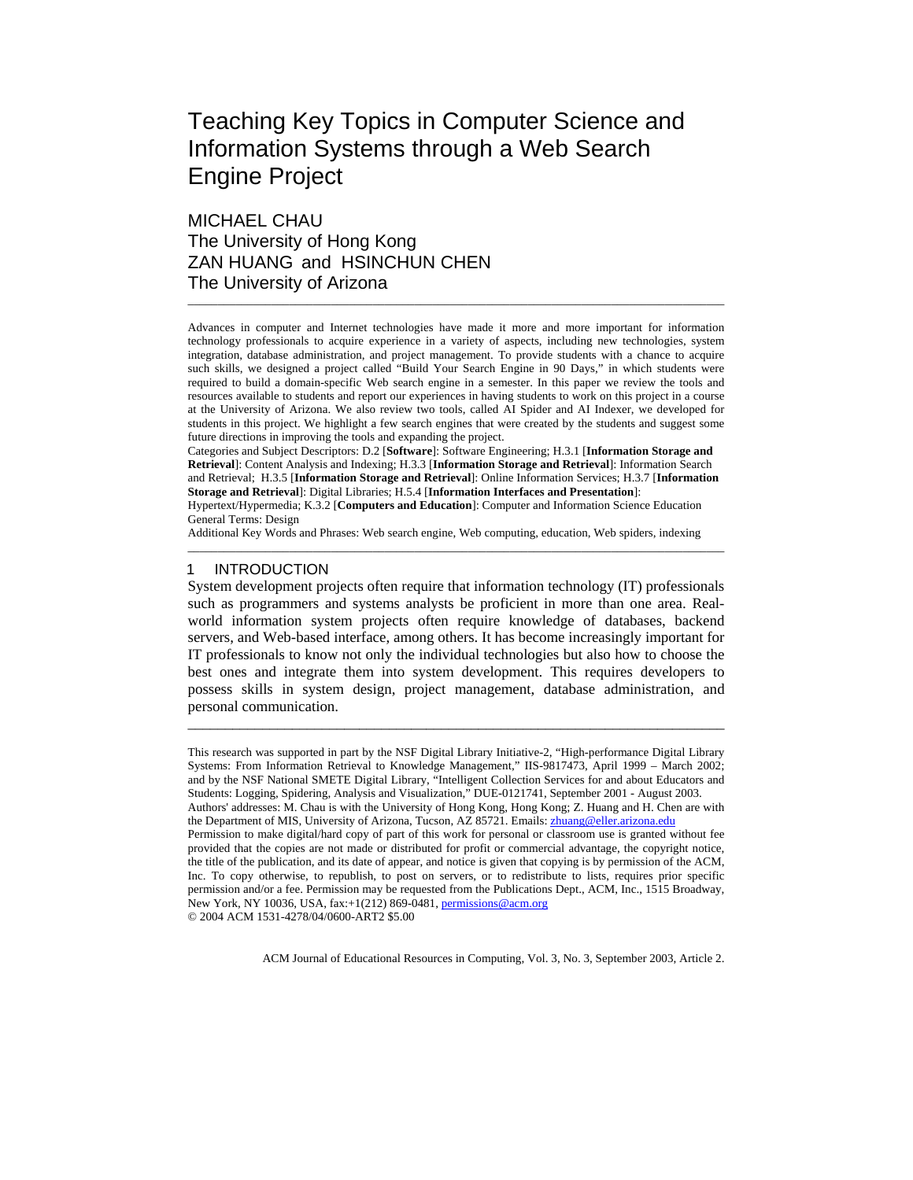# Teaching Key Topics in Computer Science and Information Systems through a Web Search Engine Project

MICHAEL CHAU
The University of Hong Kong
ZAN HUANG and HSINCHUN CHEN
The University of Arizona

---

Advances in computer and Internet technologies have made it more and more important for information technology professionals to acquire experience in a variety of aspects, including new technologies, system integration, database administration, and project management. To provide students with a chance to acquire such skills, we designed a project called "Build Your Search Engine in 90 Days," in which students were required to build a domain-specific Web search engine in a semester. In this paper we review the tools and resources available to students and report our experiences in having students to work on this project in a course at the University of Arizona. We also review two tools, called AI Spider and AI Indexer, we developed for students in this project. We highlight a few search engines that were created by the students and suggest some future directions in improving the tools and expanding the project.

Categories and Subject Descriptors: D.2 [**Software**]: Software Engineering; H.3.1 [**Information Storage and Retrieval**]: Content Analysis and Indexing; H.3.3 [**Information Storage and Retrieval**]: Information Search and Retrieval; H.3.5 [**Information Storage and Retrieval**]: Online Information Services; H.3.7 [**Information Storage and Retrieval**]: Digital Libraries; H.5.4 [**Information Interfaces and Presentation**]: Hypertext/Hypermedia; K.3.2 [**Computers and Education**]: Computer and Information Science Education

General Terms: Design

Additional Key Words and Phrases: Web search engine, Web computing, education, Web spiders, indexing

---

## 1 INTRODUCTION

System development projects often require that information technology (IT) professionals such as programmers and systems analysts be proficient in more than one area. Real-world information system projects often require knowledge of databases, backend servers, and Web-based interface, among others. It has become increasingly important for IT professionals to know not only the individual technologies but also how to choose the best ones and integrate them into system development. This requires developers to possess skills in system design, project management, database administration, and personal communication.

---

This research was supported in part by the NSF Digital Library Initiative-2, "High-performance Digital Library Systems: From Information Retrieval to Knowledge Management," IIS-9817473, April 1999 – March 2002; and by the NSF National SMETE Digital Library, "Intelligent Collection Services for and about Educators and Students: Logging, Spidering, Analysis and Visualization," DUE-0121741, September 2001 - August 2003.

Authors' addresses: M. Chau is with the University of Hong Kong, Hong Kong; Z. Huang and H. Chen are with the Department of MIS, University of Arizona, Tucson, AZ 85721. Emails: zhuang@eller.arizona.edu

Permission to make digital/hard copy of part of this work for personal or classroom use is granted without fee provided that the copies are not made or distributed for profit or commercial advantage, the copyright notice, the title of the publication, and its date of appear, and notice is given that copying is by permission of the ACM, Inc. To copy otherwise, to republish, to post on servers, or to redistribute to lists, requires prior specific permission and/or a fee. Permission may be requested from the Publications Dept., ACM, Inc., 1515 Broadway, New York, NY 10036, USA, fax:+1(212) 869-0481, permissions@acm.org

© 2004 ACM 1531-4278/04/0600-ART2 $5.00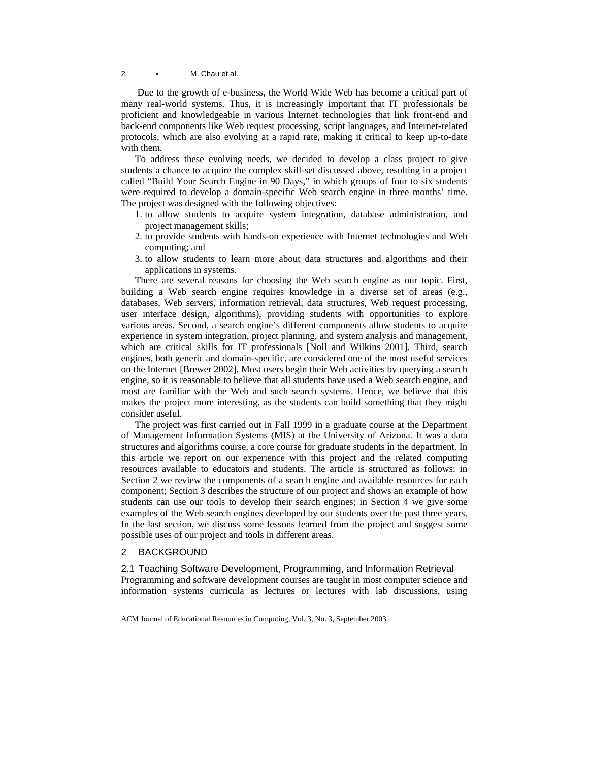Due to the growth of e-business, the World Wide Web has become a critical part of many real-world systems. Thus, it is increasingly important that IT professionals be proficient and knowledgeable in various Internet technologies that link front-end and back-end components like Web request processing, script languages, and Internet-related protocols, which are also evolving at a rapid rate, making it critical to keep up-to-date with them.

To address these evolving needs, we decided to develop a class project to give students a chance to acquire the complex skill-set discussed above, resulting in a project called "Build Your Search Engine in 90 Days," in which groups of four to six students were required to develop a domain-specific Web search engine in three months' time. The project was designed with the following objectives:

1. to allow students to acquire system integration, database administration, and project management skills;
2. to provide students with hands-on experience with Internet technologies and Web computing; and
3. to allow students to learn more about data structures and algorithms and their applications in systems.

There are several reasons for choosing the Web search engine as our topic. First, building a Web search engine requires knowledge in a diverse set of areas (e.g., databases, Web servers, information retrieval, data structures, Web request processing, user interface design, algorithms), providing students with opportunities to explore various areas. Second, a search engine's different components allow students to acquire experience in system integration, project planning, and system analysis and management, which are critical skills for IT professionals [Noll and Wilkins 2001]. Third, search engines, both generic and domain-specific, are considered one of the most useful services on the Internet [Brewer 2002]. Most users begin their Web activities by querying a search engine, so it is reasonable to believe that all students have used a Web search engine, and most are familiar with the Web and such search systems. Hence, we believe that this makes the project more interesting, as the students can build something that they might consider useful.

The project was first carried out in Fall 1999 in a graduate course at the Department of Management Information Systems (MIS) at the University of Arizona. It was a data structures and algorithms course, a core course for graduate students in the department. In this article we report on our experience with this project and the related computing resources available to educators and students. The article is structured as follows: in Section 2 we review the components of a search engine and available resources for each component; Section 3 describes the structure of our project and shows an example of how students can use our tools to develop their search engines; in Section 4 we give some examples of the Web search engines developed by our students over the past three years. In the last section, we discuss some lessons learned from the project and suggest some possible uses of our project and tools in different areas.

## 2 BACKGROUND

### 2.1 Teaching Software Development, Programming, and Information Retrieval

Programming and software development courses are taught in most computer science and information systems curricula as lectures or lectures with lab discussions, using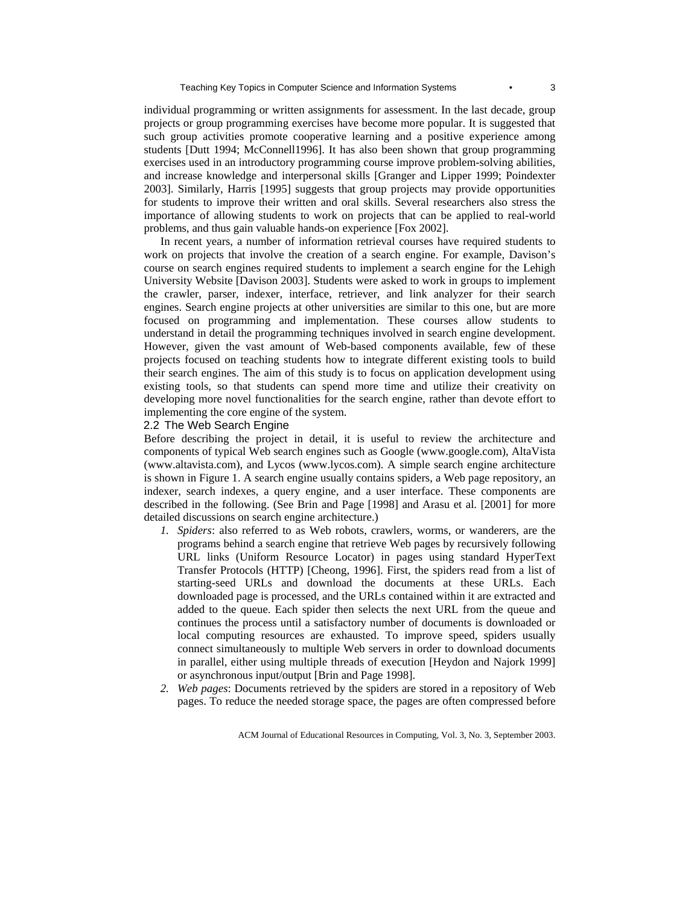individual programming or written assignments for assessment. In the last decade, group projects or group programming exercises have become more popular. It is suggested that such group activities promote cooperative learning and a positive experience among students [Dutt 1994; McConnell1996]. It has also been shown that group programming exercises used in an introductory programming course improve problem-solving abilities, and increase knowledge and interpersonal skills [Granger and Lipper 1999; Poindexter 2003]. Similarly, Harris [1995] suggests that group projects may provide opportunities for students to improve their written and oral skills. Several researchers also stress the importance of allowing students to work on projects that can be applied to real-world problems, and thus gain valuable hands-on experience [Fox 2002].

In recent years, a number of information retrieval courses have required students to work on projects that involve the creation of a search engine. For example, Davison's course on search engines required students to implement a search engine for the Lehigh University Website [Davison 2003]. Students were asked to work in groups to implement the crawler, parser, indexer, interface, retriever, and link analyzer for their search engines. Search engine projects at other universities are similar to this one, but are more focused on programming and implementation. These courses allow students to understand in detail the programming techniques involved in search engine development. However, given the vast amount of Web-based components available, few of these projects focused on teaching students how to integrate different existing tools to build their search engines. The aim of this study is to focus on application development using existing tools, so that students can spend more time and utilize their creativity on developing more novel functionalities for the search engine, rather than devote effort to implementing the core engine of the system.

## 2.2 The Web Search Engine

Before describing the project in detail, it is useful to review the architecture and components of typical Web search engines such as Google (www.google.com), AltaVista (www.altavista.com), and Lycos (www.lycos.com). A simple search engine architecture is shown in Figure 1. A search engine usually contains spiders, a Web page repository, an indexer, search indexes, a query engine, and a user interface. These components are described in the following. (See Brin and Page [1998] and Arasu et al. [2001] for more detailed discussions on search engine architecture.)

1. *Spiders*: also referred to as Web robots, crawlers, worms, or wanderers, are the programs behind a search engine that retrieve Web pages by recursively following URL links (Uniform Resource Locator) in pages using standard HyperText Transfer Protocols (HTTP) [Cheong, 1996]. First, the spiders read from a list of starting-seed URLs and download the documents at these URLs. Each downloaded page is processed, and the URLs contained within it are extracted and added to the queue. Each spider then selects the next URL from the queue and continues the process until a satisfactory number of documents is downloaded or local computing resources are exhausted. To improve speed, spiders usually connect simultaneously to multiple Web servers in order to download documents in parallel, either using multiple threads of execution [Heydon and Najork 1999] or asynchronous input/output [Brin and Page 1998].
2. *Web pages*: Documents retrieved by the spiders are stored in a repository of Web pages. To reduce the needed storage space, the pages are often compressed before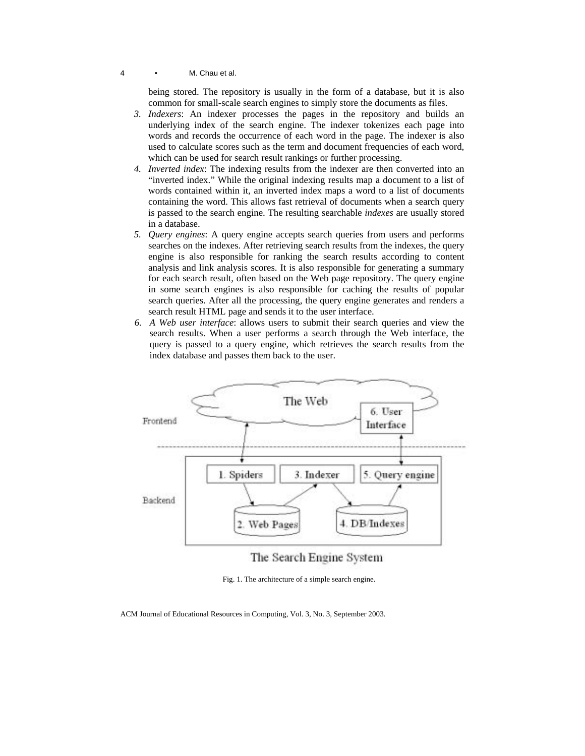being stored. The repository is usually in the form of a database, but it is also common for small-scale search engines to simply store the documents as files.

3. *Indexers*: An indexer processes the pages in the repository and builds an underlying index of the search engine. The indexer tokenizes each page into words and records the occurrence of each word in the page. The indexer is also used to calculate scores such as the term and document frequencies of each word, which can be used for search result rankings or further processing.
4. *Inverted index*: The indexing results from the indexer are then converted into an "inverted index." While the original indexing results map a document to a list of words contained within it, an inverted index maps a word to a list of documents containing the word. This allows fast retrieval of documents when a search query is passed to the search engine. The resulting searchable *indexes* are usually stored in a database.
5. *Query engines*: A query engine accepts search queries from users and performs searches on the indexes. After retrieving search results from the indexes, the query engine is also responsible for ranking the search results according to content analysis and link analysis scores. It is also responsible for generating a summary for each search result, often based on the Web page repository. The query engine in some search engines is also responsible for caching the results of popular search queries. After all the processing, the query engine generates and renders a search result HTML page and sends it to the user interface.
6. *A Web user interface*: allows users to submit their search queries and view the search results. When a user performs a search through the Web interface, the query is passed to a query engine, which retrieves the search results from the index database and passes them back to the user.

Fig. 1. The architecture of a simple search engine.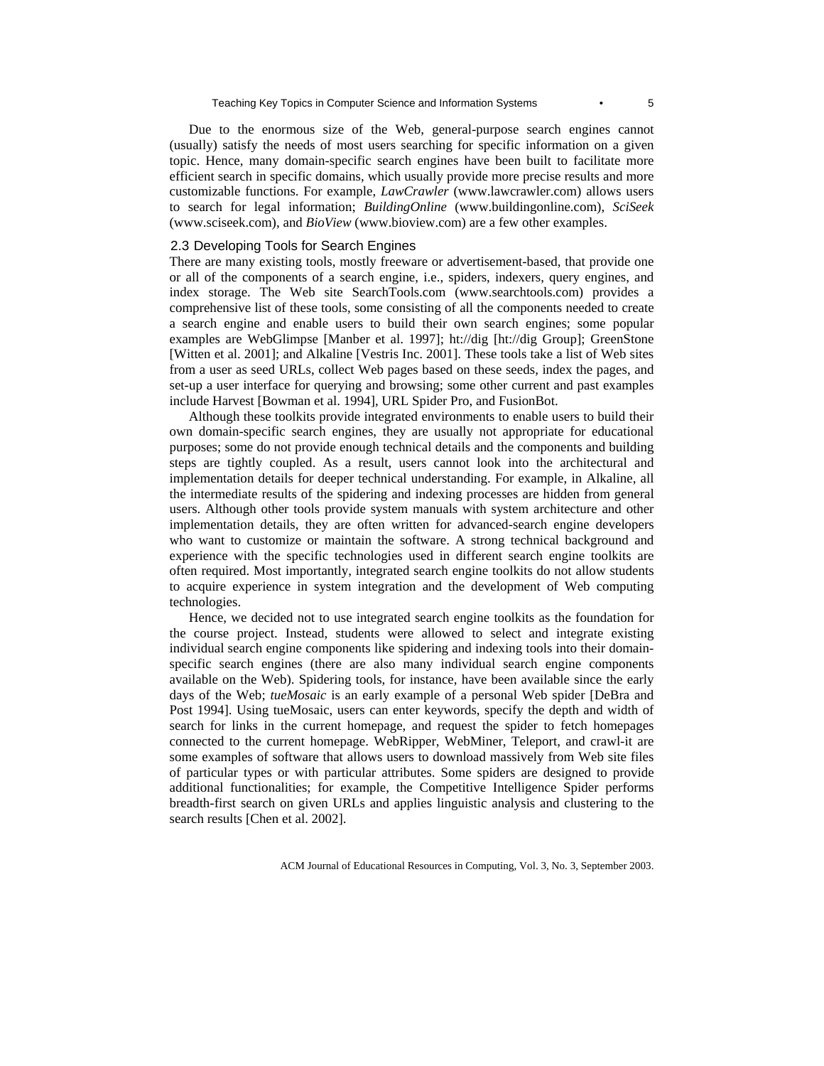Due to the enormous size of the Web, general-purpose search engines cannot (usually) satisfy the needs of most users searching for specific information on a given topic. Hence, many domain-specific search engines have been built to facilitate more efficient search in specific domains, which usually provide more precise results and more customizable functions. For example, *LawCrawler* (www.lawcrawler.com) allows users to search for legal information; *BuildingOnline* (www.buildingonline.com), *SciSeek* (www.sciseek.com), and *BioView* (www.bioview.com) are a few other examples.

## 2.3 Developing Tools for Search Engines

There are many existing tools, mostly freeware or advertisement-based, that provide one or all of the components of a search engine, i.e., spiders, indexers, query engines, and index storage. The Web site SearchTools.com (www.searchtools.com) provides a comprehensive list of these tools, some consisting of all the components needed to create a search engine and enable users to build their own search engines; some popular examples are WebGlimpse [Manber et al. 1997]; ht://dig [ht://dig Group]; GreenStone [Witten et al. 2001]; and Alkaline [Vestris Inc. 2001]. These tools take a list of Web sites from a user as seed URLs, collect Web pages based on these seeds, index the pages, and set-up a user interface for querying and browsing; some other current and past examples include Harvest [Bowman et al. 1994], URL Spider Pro, and FusionBot.

Although these toolkits provide integrated environments to enable users to build their own domain-specific search engines, they are usually not appropriate for educational purposes; some do not provide enough technical details and the components and building steps are tightly coupled. As a result, users cannot look into the architectural and implementation details for deeper technical understanding. For example, in Alkaline, all the intermediate results of the spidering and indexing processes are hidden from general users. Although other tools provide system manuals with system architecture and other implementation details, they are often written for advanced-search engine developers who want to customize or maintain the software. A strong technical background and experience with the specific technologies used in different search engine toolkits are often required. Most importantly, integrated search engine toolkits do not allow students to acquire experience in system integration and the development of Web computing technologies.

Hence, we decided not to use integrated search engine toolkits as the foundation for the course project. Instead, students were allowed to select and integrate existing individual search engine components like spidering and indexing tools into their domain-specific search engines (there are also many individual search engine components available on the Web). Spidering tools, for instance, have been available since the early days of the Web; *tueMosaic* is an early example of a personal Web spider [DeBra and Post 1994]. Using tueMosaic, users can enter keywords, specify the depth and width of search for links in the current homepage, and request the spider to fetch homepages connected to the current homepage. WebRipper, WebMiner, Teleport, and crawl-it are some examples of software that allows users to download massively from Web site files of particular types or with particular attributes. Some spiders are designed to provide additional functionalities; for example, the Competitive Intelligence Spider performs breadth-first search on given URLs and applies linguistic analysis and clustering to the search results [Chen et al. 2002].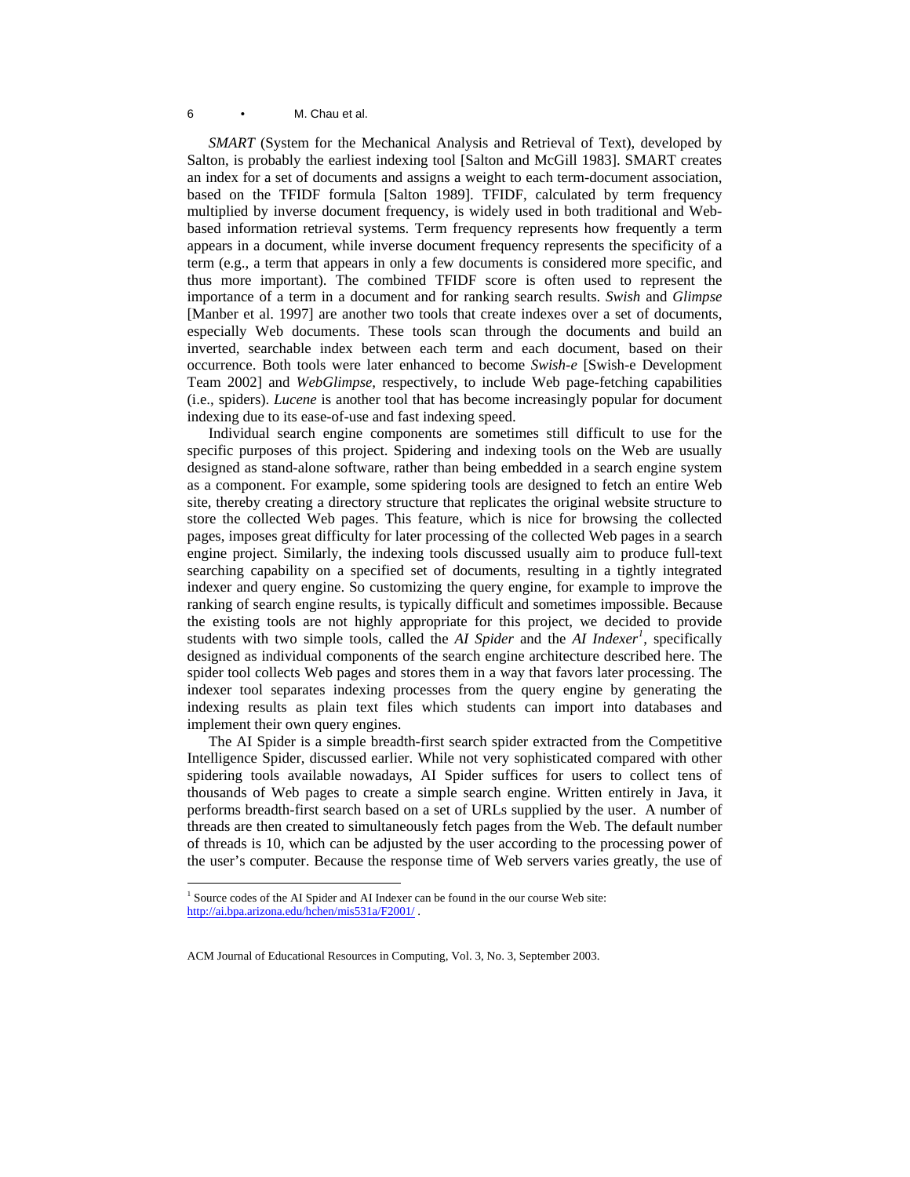*SMART* (System for the Mechanical Analysis and Retrieval of Text), developed by Salton, is probably the earliest indexing tool [Salton and McGill 1983]. SMART creates an index for a set of documents and assigns a weight to each term-document association, based on the TFIDF formula [Salton 1989]. TFIDF, calculated by term frequency multiplied by inverse document frequency, is widely used in both traditional and Web-based information retrieval systems. Term frequency represents how frequently a term appears in a document, while inverse document frequency represents the specificity of a term (e.g., a term that appears in only a few documents is considered more specific, and thus more important). The combined TFIDF score is often used to represent the importance of a term in a document and for ranking search results. *Swish* and *Glimpse* [Manber et al. 1997] are another two tools that create indexes over a set of documents, especially Web documents. These tools scan through the documents and build an inverted, searchable index between each term and each document, based on their occurrence. Both tools were later enhanced to become *Swish-e* [Swish-e Development Team 2002] and *WebGlimpse,* respectively, to include Web page-fetching capabilities (i.e., spiders). *Lucene* is another tool that has become increasingly popular for document indexing due to its ease-of-use and fast indexing speed.

Individual search engine components are sometimes still difficult to use for the specific purposes of this project. Spidering and indexing tools on the Web are usually designed as stand-alone software, rather than being embedded in a search engine system as a component. For example, some spidering tools are designed to fetch an entire Web site, thereby creating a directory structure that replicates the original website structure to store the collected Web pages. This feature, which is nice for browsing the collected pages, imposes great difficulty for later processing of the collected Web pages in a search engine project. Similarly, the indexing tools discussed usually aim to produce full-text searching capability on a specified set of documents, resulting in a tightly integrated indexer and query engine. So customizing the query engine, for example to improve the ranking of search engine results, is typically difficult and sometimes impossible. Because the existing tools are not highly appropriate for this project, we decided to provide students with two simple tools, called the *AI Spider* and the *AI Indexer*[1], specifically designed as individual components of the search engine architecture described here. The spider tool collects Web pages and stores them in a way that favors later processing. The indexer tool separates indexing processes from the query engine by generating the indexing results as plain text files which students can import into databases and implement their own query engines.

The AI Spider is a simple breadth-first search spider extracted from the Competitive Intelligence Spider, discussed earlier. While not very sophisticated compared with other spidering tools available nowadays, AI Spider suffices for users to collect tens of thousands of Web pages to create a simple search engine. Written entirely in Java, it performs breadth-first search based on a set of URLs supplied by the user. A number of threads are then created to simultaneously fetch pages from the Web. The default number of threads is 10, which can be adjusted by the user according to the processing power of the user's computer. Because the response time of Web servers varies greatly, the use of

[1] Source codes of the AI Spider and AI Indexer can be found in the our course Web site: http://ai.bpa.arizona.edu/hchen/mis531a/F2001/ .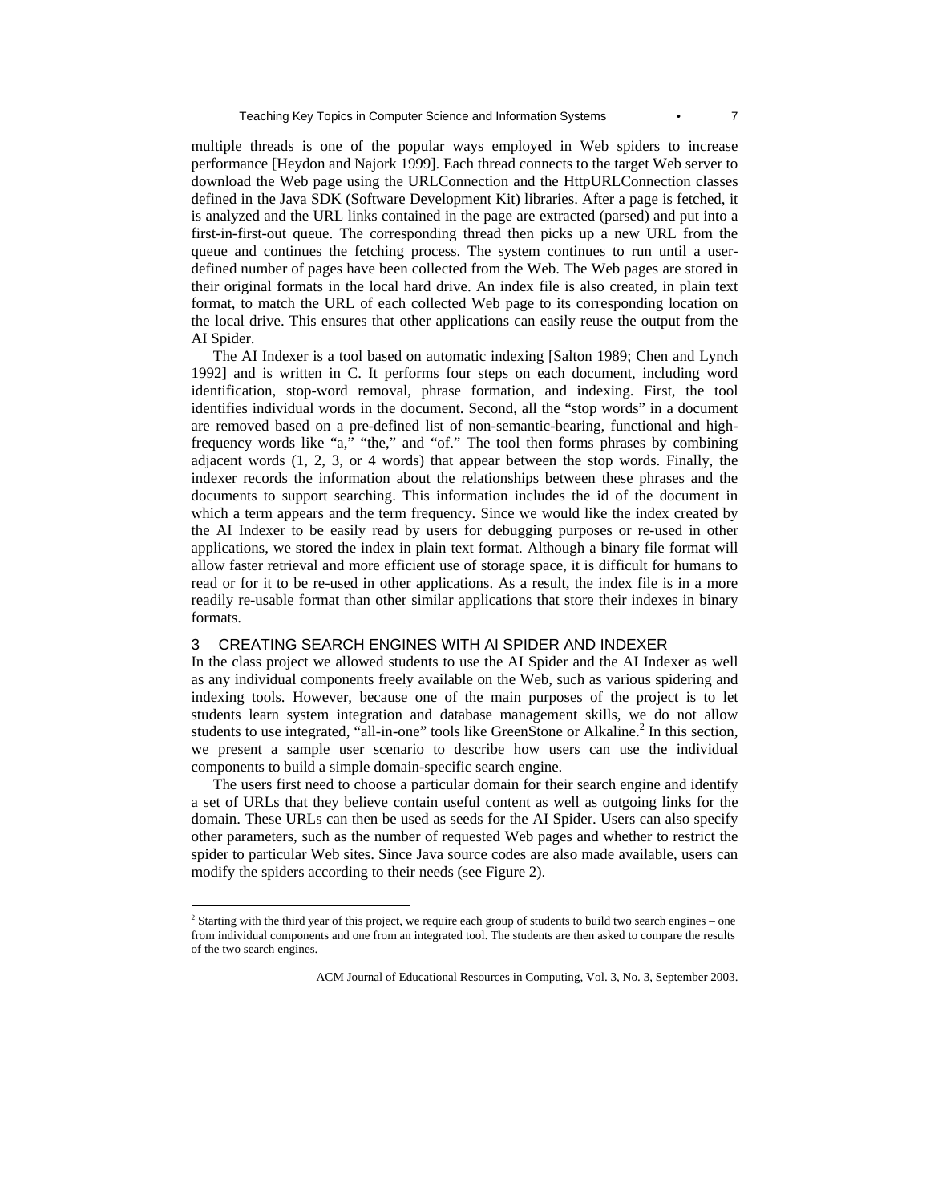multiple threads is one of the popular ways employed in Web spiders to increase performance [Heydon and Najork 1999]. Each thread connects to the target Web server to download the Web page using the URLConnection and the HttpURLConnection classes defined in the Java SDK (Software Development Kit) libraries. After a page is fetched, it is analyzed and the URL links contained in the page are extracted (parsed) and put into a first-in-first-out queue. The corresponding thread then picks up a new URL from the queue and continues the fetching process. The system continues to run until a user-defined number of pages have been collected from the Web. The Web pages are stored in their original formats in the local hard drive. An index file is also created, in plain text format, to match the URL of each collected Web page to its corresponding location on the local drive. This ensures that other applications can easily reuse the output from the AI Spider.

The AI Indexer is a tool based on automatic indexing [Salton 1989; Chen and Lynch 1992] and is written in C. It performs four steps on each document, including word identification, stop-word removal, phrase formation, and indexing. First, the tool identifies individual words in the document. Second, all the "stop words" in a document are removed based on a pre-defined list of non-semantic-bearing, functional and high-frequency words like "a," "the," and "of." The tool then forms phrases by combining adjacent words (1, 2, 3, or 4 words) that appear between the stop words. Finally, the indexer records the information about the relationships between these phrases and the documents to support searching. This information includes the id of the document in which a term appears and the term frequency. Since we would like the index created by the AI Indexer to be easily read by users for debugging purposes or re-used in other applications, we stored the index in plain text format. Although a binary file format will allow faster retrieval and more efficient use of storage space, it is difficult for humans to read or for it to be re-used in other applications. As a result, the index file is in a more readily re-usable format than other similar applications that store their indexes in binary formats.

## 3 CREATING SEARCH ENGINES WITH AI SPIDER AND INDEXER

In the class project we allowed students to use the AI Spider and the AI Indexer as well as any individual components freely available on the Web, such as various spidering and indexing tools. However, because one of the main purposes of the project is to let students learn system integration and database management skills, we do not allow students to use integrated, "all-in-one" tools like GreenStone or Alkaline.[2] In this section, we present a sample user scenario to describe how users can use the individual components to build a simple domain-specific search engine.

The users first need to choose a particular domain for their search engine and identify a set of URLs that they believe contain useful content as well as outgoing links for the domain. These URLs can then be used as seeds for the AI Spider. Users can also specify other parameters, such as the number of requested Web pages and whether to restrict the spider to particular Web sites. Since Java source codes are also made available, users can modify the spiders according to their needs (see Figure 2).

[2] Starting with the third year of this project, we require each group of students to build two search engines – one from individual components and one from an integrated tool. The students are then asked to compare the results of the two search engines.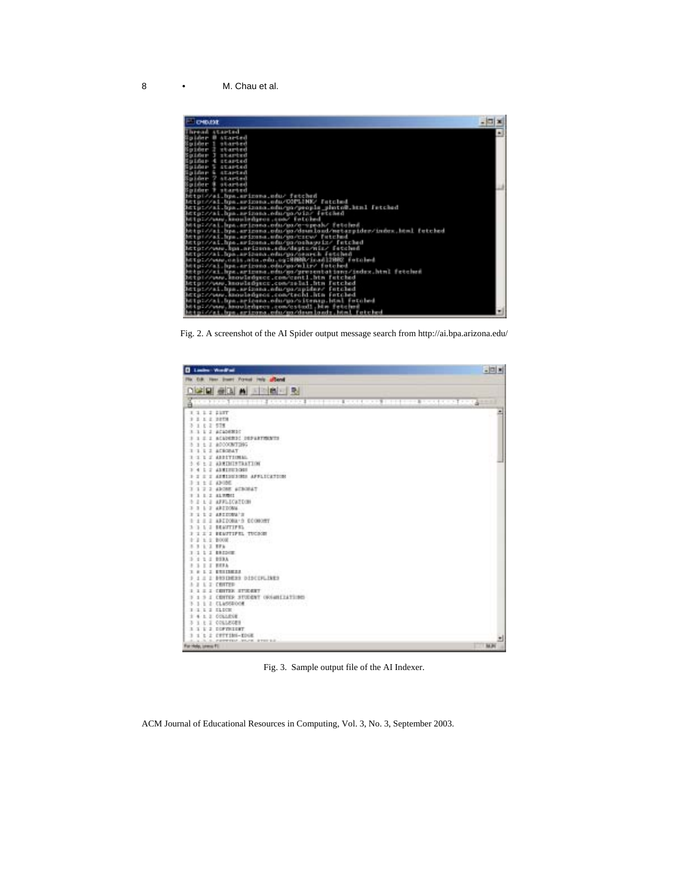Fig. 2. A screenshot of the AI Spider output message search from http://ai.bpa.arizona.edu/

Fig. 3. Sample output file of the AI Indexer.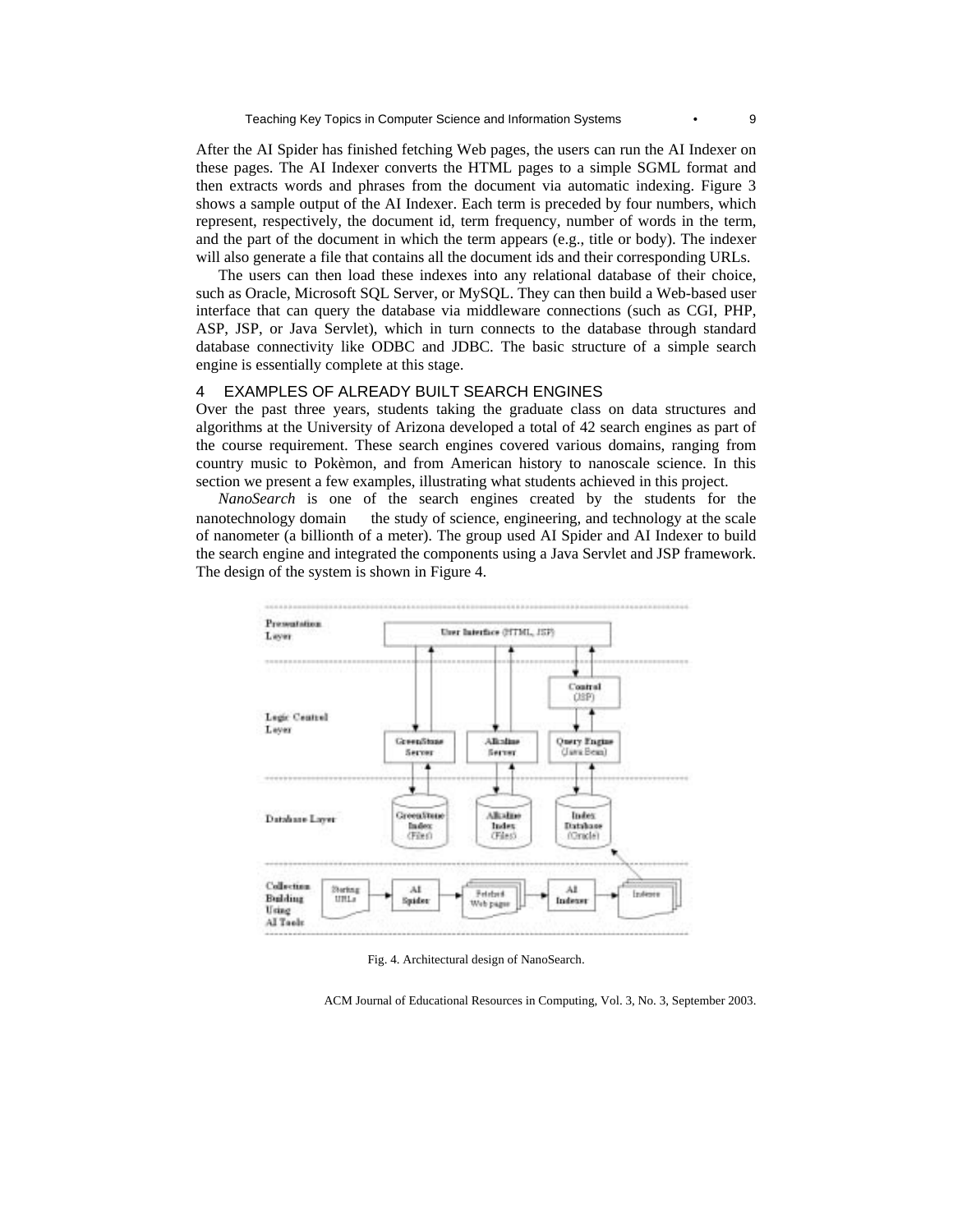After the AI Spider has finished fetching Web pages, the users can run the AI Indexer on these pages. The AI Indexer converts the HTML pages to a simple SGML format and then extracts words and phrases from the document via automatic indexing. Figure 3 shows a sample output of the AI Indexer. Each term is preceded by four numbers, which represent, respectively, the document id, term frequency, number of words in the term, and the part of the document in which the term appears (e.g., title or body). The indexer will also generate a file that contains all the document ids and their corresponding URLs.

The users can then load these indexes into any relational database of their choice, such as Oracle, Microsoft SQL Server, or MySQL. They can then build a Web-based user interface that can query the database via middleware connections (such as CGI, PHP, ASP, JSP, or Java Servlet), which in turn connects to the database through standard database connectivity like ODBC and JDBC. The basic structure of a simple search engine is essentially complete at this stage.

## 4 EXAMPLES OF ALREADY BUILT SEARCH ENGINES

Over the past three years, students taking the graduate class on data structures and algorithms at the University of Arizona developed a total of 42 search engines as part of the course requirement. These search engines covered various domains, ranging from country music to Pokèmon, and from American history to nanoscale science. In this section we present a few examples, illustrating what students achieved in this project.

*NanoSearch* is one of the search engines created by the students for the nanotechnology domain the study of science, engineering, and technology at the scale of nanometer (a billionth of a meter). The group used AI Spider and AI Indexer to build the search engine and integrated the components using a Java Servlet and JSP framework. The design of the system is shown in Figure 4.

Fig. 4. Architectural design of NanoSearch.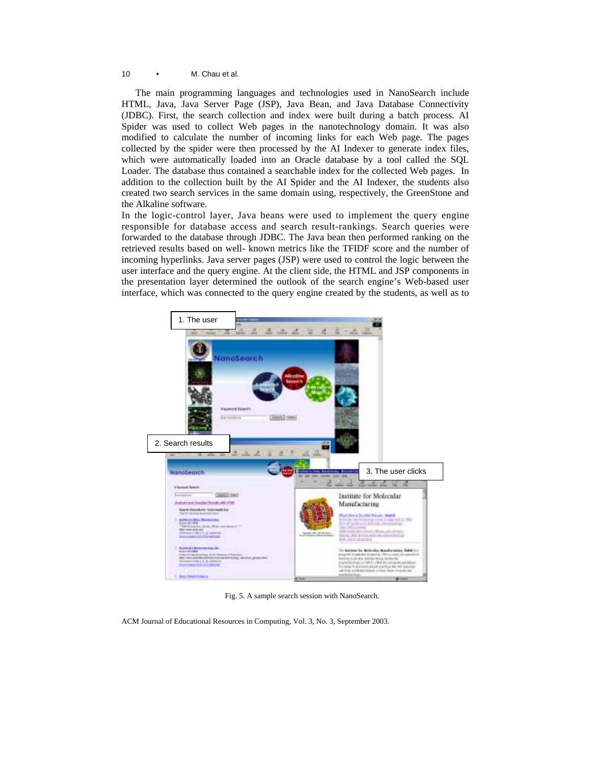The main programming languages and technologies used in NanoSearch include HTML, Java, Java Server Page (JSP), Java Bean, and Java Database Connectivity (JDBC). First, the search collection and index were built during a batch process. AI Spider was used to collect Web pages in the nanotechnology domain. It was also modified to calculate the number of incoming links for each Web page. The pages collected by the spider were then processed by the AI Indexer to generate index files, which were automatically loaded into an Oracle database by a tool called the SQL Loader. The database thus contained a searchable index for the collected Web pages. In addition to the collection built by the AI Spider and the AI Indexer, the students also created two search services in the same domain using, respectively, the GreenStone and the Alkaline software.

In the logic-control layer, Java beans were used to implement the query engine responsible for database access and search result-rankings. Search queries were forwarded to the database through JDBC. The Java bean then performed ranking on the retrieved results based on well- known metrics like the TFIDF score and the number of incoming hyperlinks. Java server pages (JSP) were used to control the logic between the user interface and the query engine. At the client side, the HTML and JSP components in the presentation layer determined the outlook of the search engine's Web-based user interface, which was connected to the query engine created by the students, as well as to

Fig. 5. A sample search session with NanoSearch.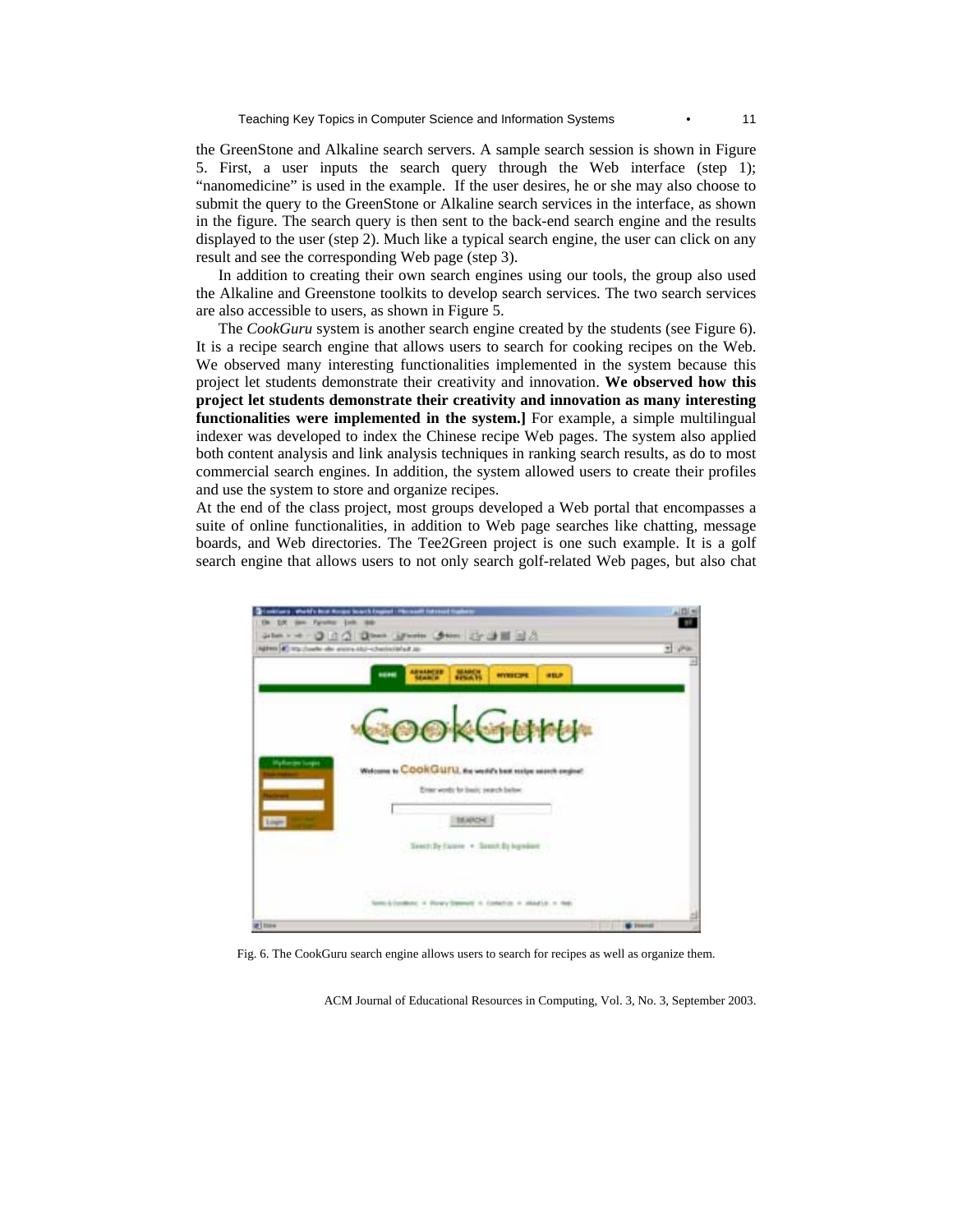the GreenStone and Alkaline search servers. A sample search session is shown in Figure 5. First, a user inputs the search query through the Web interface (step 1); "nanomedicine" is used in the example. If the user desires, he or she may also choose to submit the query to the GreenStone or Alkaline search services in the interface, as shown in the figure. The search query is then sent to the back-end search engine and the results displayed to the user (step 2). Much like a typical search engine, the user can click on any result and see the corresponding Web page (step 3).

In addition to creating their own search engines using our tools, the group also used the Alkaline and Greenstone toolkits to develop search services. The two search services are also accessible to users, as shown in Figure 5.

The *CookGuru* system is another search engine created by the students (see Figure 6). It is a recipe search engine that allows users to search for cooking recipes on the Web. We observed many interesting functionalities implemented in the system because this project let students demonstrate their creativity and innovation. **We observed how this project let students demonstrate their creativity and innovation as many interesting functionalities were implemented in the system.]** For example, a simple multilingual indexer was developed to index the Chinese recipe Web pages. The system also applied both content analysis and link analysis techniques in ranking search results, as do to most commercial search engines. In addition, the system allowed users to create their profiles and use the system to store and organize recipes.

At the end of the class project, most groups developed a Web portal that encompasses a suite of online functionalities, in addition to Web page searches like chatting, message boards, and Web directories. The Tee2Green project is one such example. It is a golf search engine that allows users to not only search golf-related Web pages, but also chat

Fig. 6. The CookGuru search engine allows users to search for recipes as well as organize them.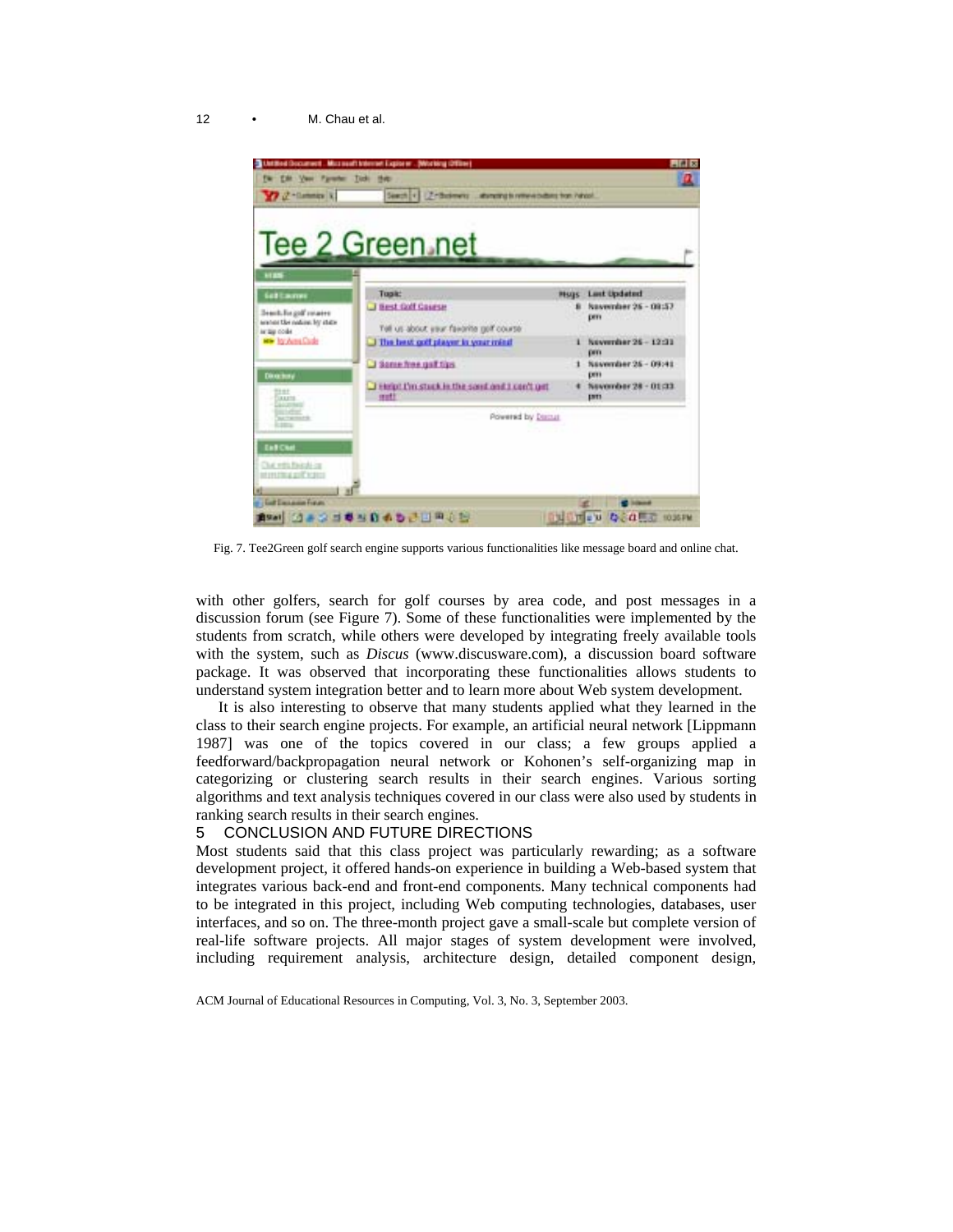Fig. 7. Tee2Green golf search engine supports various functionalities like message board and online chat.

with other golfers, search for golf courses by area code, and post messages in a discussion forum (see Figure 7). Some of these functionalities were implemented by the students from scratch, while others were developed by integrating freely available tools with the system, such as *Discus* (www.discusware.com), a discussion board software package. It was observed that incorporating these functionalities allows students to understand system integration better and to learn more about Web system development.

It is also interesting to observe that many students applied what they learned in the class to their search engine projects. For example, an artificial neural network [Lippmann 1987] was one of the topics covered in our class; a few groups applied a feedforward/backpropagation neural network or Kohonen's self-organizing map in categorizing or clustering search results in their search engines. Various sorting algorithms and text analysis techniques covered in our class were also used by students in ranking search results in their search engines.

## 5 CONCLUSION AND FUTURE DIRECTIONS

Most students said that this class project was particularly rewarding; as a software development project, it offered hands-on experience in building a Web-based system that integrates various back-end and front-end components. Many technical components had to be integrated in this project, including Web computing technologies, databases, user interfaces, and so on. The three-month project gave a small-scale but complete version of real-life software projects. All major stages of system development were involved, including requirement analysis, architecture design, detailed component design,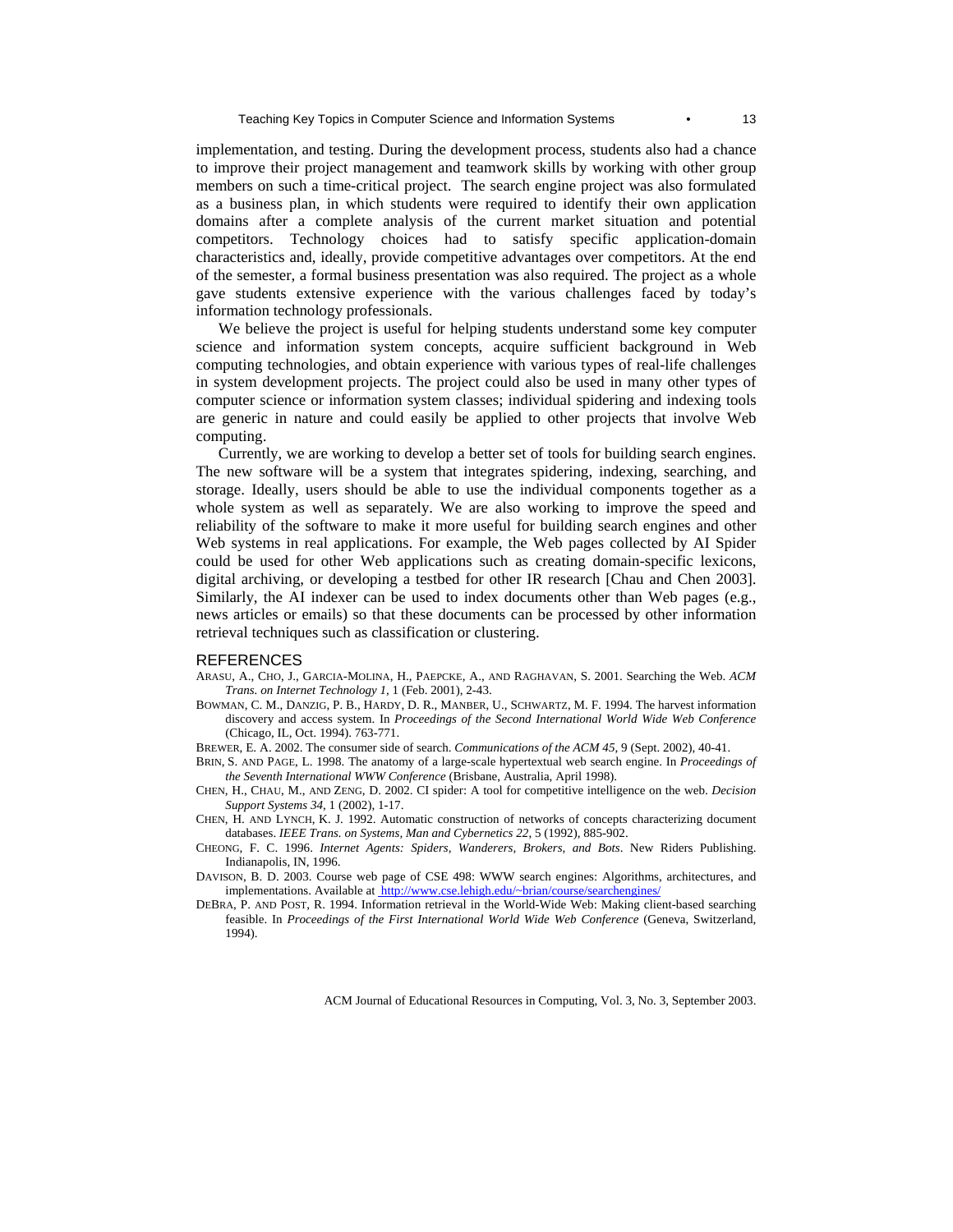implementation, and testing. During the development process, students also had a chance to improve their project management and teamwork skills by working with other group members on such a time-critical project. The search engine project was also formulated as a business plan, in which students were required to identify their own application domains after a complete analysis of the current market situation and potential competitors. Technology choices had to satisfy specific application-domain characteristics and, ideally, provide competitive advantages over competitors. At the end of the semester, a formal business presentation was also required. The project as a whole gave students extensive experience with the various challenges faced by today's information technology professionals.

We believe the project is useful for helping students understand some key computer science and information system concepts, acquire sufficient background in Web computing technologies, and obtain experience with various types of real-life challenges in system development projects. The project could also be used in many other types of computer science or information system classes; individual spidering and indexing tools are generic in nature and could easily be applied to other projects that involve Web computing.

Currently, we are working to develop a better set of tools for building search engines. The new software will be a system that integrates spidering, indexing, searching, and storage. Ideally, users should be able to use the individual components together as a whole system as well as separately. We are also working to improve the speed and reliability of the software to make it more useful for building search engines and other Web systems in real applications. For example, the Web pages collected by AI Spider could be used for other Web applications such as creating domain-specific lexicons, digital archiving, or developing a testbed for other IR research [Chau and Chen 2003]. Similarly, the AI indexer can be used to index documents other than Web pages (e.g., news articles or emails) so that these documents can be processed by other information retrieval techniques such as classification or clustering.

## REFERENCES

ARASU, A., CHO, J., GARCIA-MOLINA, H., PAEPCKE, A., AND RAGHAVAN, S. 2001. Searching the Web. *ACM Trans. on Internet Technology 1*, 1 (Feb. 2001), 2-43.

BOWMAN, C. M., DANZIG, P. B., HARDY, D. R., MANBER, U., SCHWARTZ, M. F. 1994. The harvest information discovery and access system. In *Proceedings of the Second International World Wide Web Conference* (Chicago, IL, Oct. 1994). 763-771.

BREWER, E. A. 2002. The consumer side of search. *Communications of the ACM 45*, 9 (Sept. 2002), 40-41.

BRIN, S. AND PAGE, L. 1998. The anatomy of a large-scale hypertextual web search engine. In *Proceedings of the Seventh International WWW Conference* (Brisbane, Australia, April 1998).

CHEN, H., CHAU, M., AND ZENG, D. 2002. CI spider: A tool for competitive intelligence on the web. *Decision Support Systems 34*, 1 (2002), 1-17.

CHEN, H. AND LYNCH, K. J. 1992. Automatic construction of networks of concepts characterizing document databases. *IEEE Trans. on Systems, Man and Cybernetics 22*, 5 (1992), 885-902.

CHEONG, F. C. 1996. *Internet Agents: Spiders, Wanderers, Brokers, and Bots*. New Riders Publishing. Indianapolis, IN, 1996.

DAVISON, B. D. 2003. Course web page of CSE 498: WWW search engines: Algorithms, architectures, and implementations. Available at http://www.cse.lehigh.edu/~brian/course/searchengines/

DEBRA, P. AND POST, R. 1994. Information retrieval in the World-Wide Web: Making client-based searching feasible. In *Proceedings of the First International World Wide Web Conference* (Geneva, Switzerland, 1994).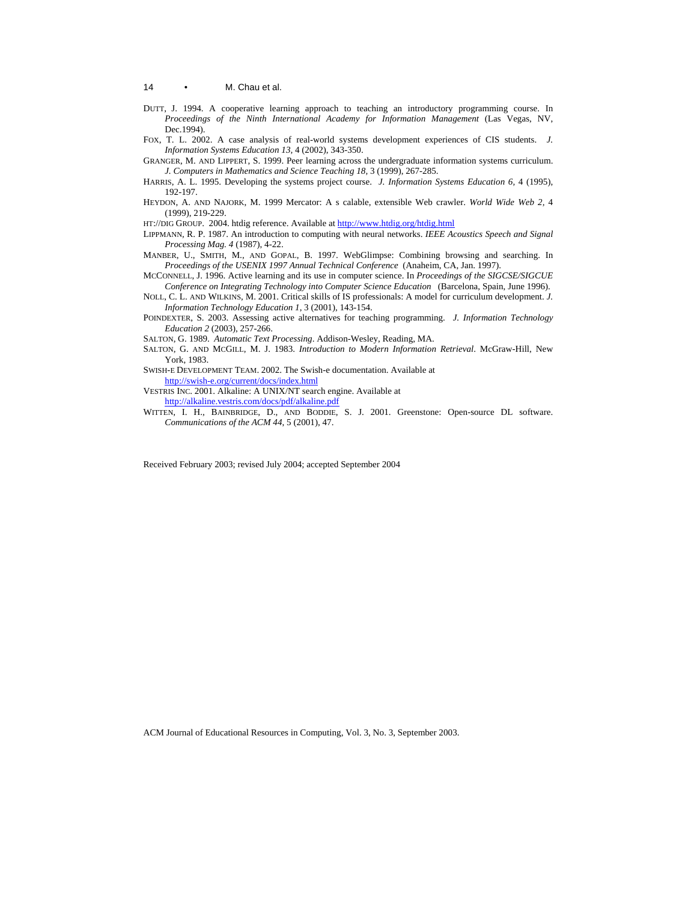DUTT, J. 1994. A cooperative learning approach to teaching an introductory programming course. In *Proceedings of the Ninth International Academy for Information Management* (Las Vegas, NV, Dec.1994).

FOX, T. L. 2002. A case analysis of real-world systems development experiences of CIS students. *J. Information Systems Education 13,* 4 (2002), 343-350.

GRANGER, M. AND LIPPERT, S. 1999. Peer learning across the undergraduate information systems curriculum. *J. Computers in Mathematics and Science Teaching 18,* 3 (1999), 267-285.

HARRIS, A. L. 1995. Developing the systems project course. *J. Information Systems Education 6,* 4 (1995), 192-197.

HEYDON, A. AND NAJORK, M. 1999 Mercator: A s calable, extensible Web crawler. *World Wide Web 2,* 4 (1999), 219-229.

HT://DIG GROUP. 2004. htdig reference. Available at http://www.htdig.org/htdig.html

LIPPMANN, R. P. 1987. An introduction to computing with neural networks. *IEEE Acoustics Speech and Signal Processing Mag. 4* (1987), 4-22.

MANBER, U., SMITH, M., AND GOPAL, B. 1997. WebGlimpse: Combining browsing and searching. In *Proceedings of the USENIX 1997 Annual Technical Conference* (Anaheim, CA, Jan. 1997).

MCCONNELL, J. 1996. Active learning and its use in computer science. In *Proceedings of the SIGCSE/SIGCUE Conference on Integrating Technology into Computer Science Education* (Barcelona, Spain, June 1996).

NOLL, C. L. AND WILKINS, M. 2001. Critical skills of IS professionals: A model for curriculum development. *J. Information Technology Education 1,* 3 (2001), 143-154.

POINDEXTER, S. 2003. Assessing active alternatives for teaching programming. *J. Information Technology Education 2* (2003), 257-266.

SALTON, G. 1989. *Automatic Text Processing*. Addison-Wesley, Reading, MA.

SALTON, G. AND MCGILL, M. J. 1983. *Introduction to Modern Information Retrieval*. McGraw-Hill, New York, 1983.

SWISH-E DEVELOPMENT TEAM. 2002. The Swish-e documentation. Available at http://swish-e.org/current/docs/index.html

VESTRIS INC. 2001. Alkaline: A UNIX/NT search engine. Available at http://alkaline.vestris.com/docs/pdf/alkaline.pdf

WITTEN, I. H., BAINBRIDGE, D., AND BODDIE, S. J. 2001. Greenstone: Open-source DL software. *Communications of the ACM 44,* 5 (2001), 47.

Received February 2003; revised July 2004; accepted September 2004